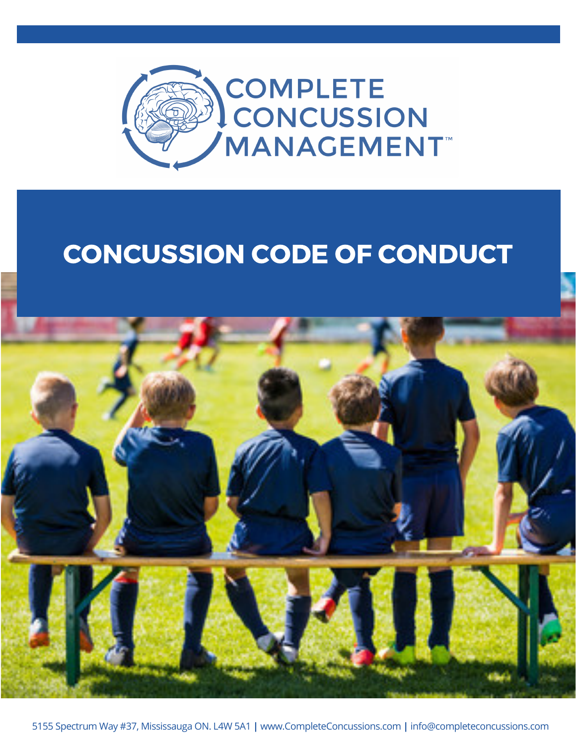COMPLETE CONCUSSION MANAGEMENT™

# CONCUSSION CODE OF CONDUCT

5155 Spectrum Way #37, Mississauga ON. L4W 5A1 | www.CompleteConcussions.com | info@completeconcussions.com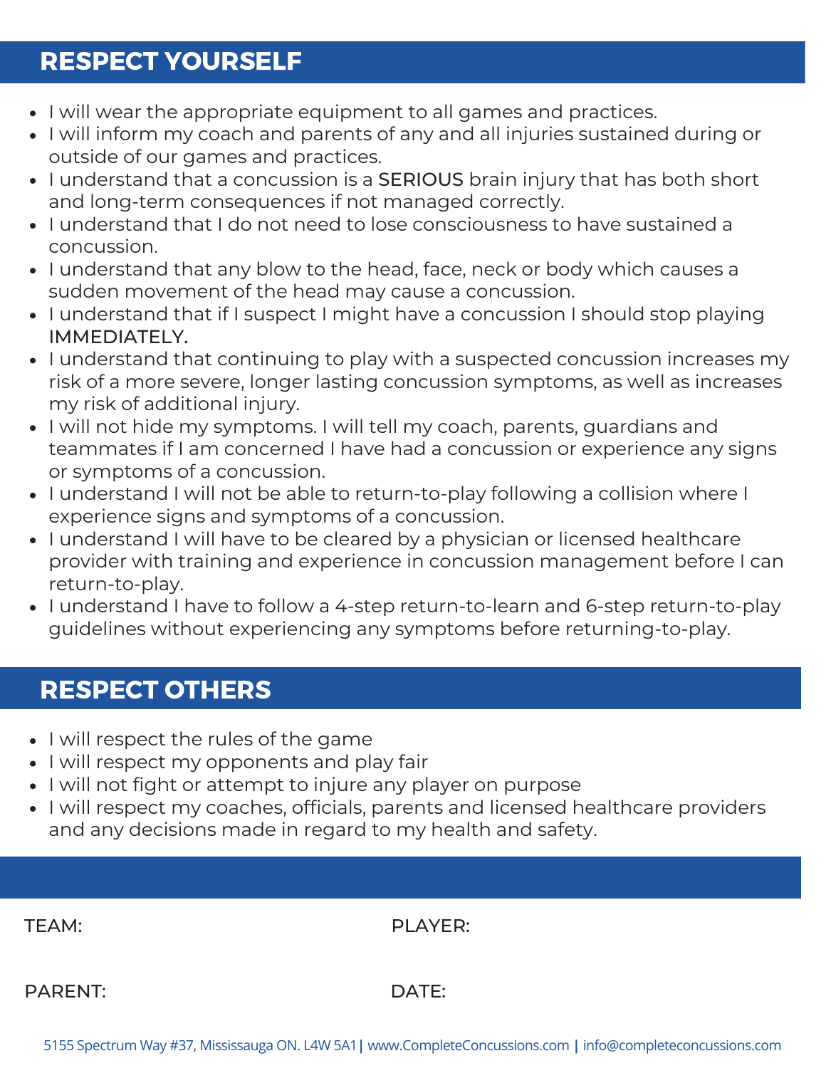## RESPECT YOURSELF

- I will wear the appropriate equipment to all games and practices.
- I will inform my coach and parents of any and all injuries sustained during or outside of our games and practices.
- I understand that a concussion is a SERIOUS brain injury that has both short and long-term consequences if not managed correctly.
- I understand that I do not need to lose consciousness to have sustained a concussion.
- I understand that any blow to the head, face, neck or body which causes a sudden movement of the head may cause a concussion.
- I understand that if I suspect I might have a concussion I should stop playing IMMEDIATELY.
- I understand that continuing to play with a suspected concussion increases my risk of a more severe, longer lasting concussion symptoms, as well as increases my risk of additional injury.
- I will not hide my symptoms. I will tell my coach, parents, guardians and teammates if I am concerned I have had a concussion or experience any signs or symptoms of a concussion.
- I understand I will not be able to return-to-play following a collision where I experience signs and symptoms of a concussion.
- I understand I will have to be cleared by a physician or licensed healthcare provider with training and experience in concussion management before I can return-to-play.
- I understand I have to follow a 4-step return-to-learn and 6-step return-to-play guidelines without experiencing any symptoms before returning-to-play.

## RESPECT OTHERS

- I will respect the rules of the game
- I will respect my opponents and play fair
- I will not fight or attempt to injure any player on purpose
- I will respect my coaches, officials, parents and licensed healthcare providers and any decisions made in regard to my health and safety.

TEAM:

PLAYER:

PARENT:

DATE:

5155 Spectrum Way #37, Mississauga ON. L4W 5A1 | www.CompleteConcussions.com | info@completeconcussions.com